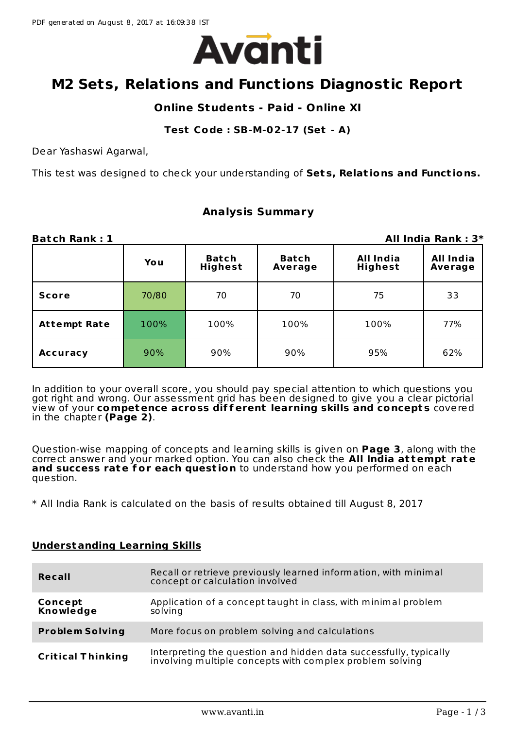PDF generated on August 8, 2017 at 16:09:38 IST

Avanti

# M2 Sets, Relations and Functions Diagnostic Report

### Online Students - Paid - Online XI

### Test Code : SB-M-02-17 (Set - A)

Dear Yashaswi Agarwal,

This test was designed to check your understanding of **Sets, Relations and Functions.**

### Analysis Summary

**Batch Rank : 1** **All India Rank : 3***

| | You | Batch Highest | Batch Average | All India Highest | All India Average |
|---|---|---|---|---|---|
| **Score** | 70/80 | 70 | 70 | 75 | 33 |
| **Attempt Rate** | 100% | 100% | 100% | 100% | 77% |
| **Accuracy** | 90% | 90% | 90% | 95% | 62% |

In addition to your overall score, you should pay special attention to which questions you got right and wrong. Our assessment grid has been designed to give you a clear pictorial view of your **competence across different learning skills and concepts** covered in the chapter **(Page 2)**.

Question-wise mapping of concepts and learning skills is given on **Page 3**, along with the correct answer and your marked option. You can also check the **All India attempt rate and success rate for each question** to understand how you performed on each question.

* All India Rank is calculated on the basis of results obtained till August 8, 2017

## Understanding Learning Skills

| | |
|---|---|
| **Recall** | Recall or retrieve previously learned information, with minimal concept or calculation involved |
| **Concept Knowledge** | Application of a concept taught in class, with minimal problem solving |
| **Problem Solving** | More focus on problem solving and calculations |
| **Critical Thinking** | Interpreting the question and hidden data successfully, typically involving multiple concepts with complex problem solving |

www.avanti.in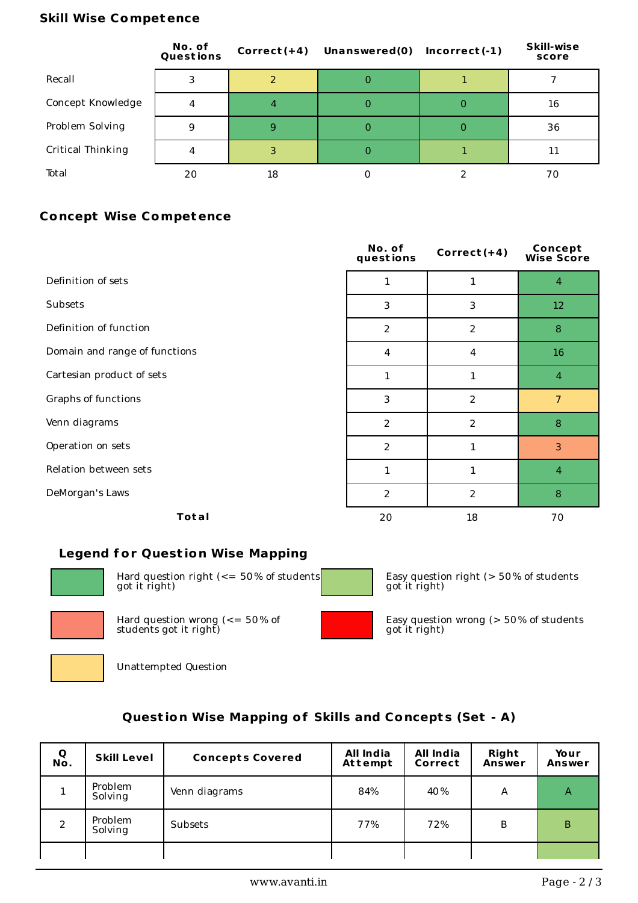## Skill Wise Competence

| | No. of Questions | Correct(+4) | Unanswered(0) | Incorrect(-1) | Skill-wise score |
|---|---|---|---|---|---|
| Recall | 3 | 2 | 0 | 1 | 7 |
| Concept Knowledge | 4 | 4 | 0 | 0 | 16 |
| Problem Solving | 9 | 9 | 0 | 0 | 36 |
| Critical Thinking | 4 | 3 | 0 | 1 | 11 |
| Total | 20 | 18 | 0 | 2 | 70 |

## Concept Wise Competence

| | No. of questions | Correct(+4) | Concept Wise Score |
|---|---|---|---|
| Definition of sets | 1 | 1 | 4 |
| Subsets | 3 | 3 | 12 |
| Definition of function | 2 | 2 | 8 |
| Domain and range of functions | 4 | 4 | 16 |
| Cartesian product of sets | 1 | 1 | 4 |
| Graphs of functions | 3 | 2 | 7 |
| Venn diagrams | 2 | 2 | 8 |
| Operation on sets | 2 | 1 | 3 |
| Relation between sets | 1 | 1 | 4 |
| DeMorgan's Laws | 2 | 2 | 8 |
| **Total** | 20 | 18 | 70 |

### Legend for Question Wise Mapping

- Hard question right (<= 50% of students got it right)
- Easy question right (> 50% of students got it right)
- Hard question wrong (<= 50% of students got it right)
- Easy question wrong (> 50% of students got it right)
- Unattempted Question

## Question Wise Mapping of Skills and Concepts (Set - A)

| Q No. | Skill Level | Concepts Covered | All India Attempt | All India Correct | Right Answer | Your Answer |
|---|---|---|---|---|---|---|
| 1 | Problem Solving | Venn diagrams | 84% | 40% | A | A |
| 2 | Problem Solving | Subsets | 77% | 72% | B | B |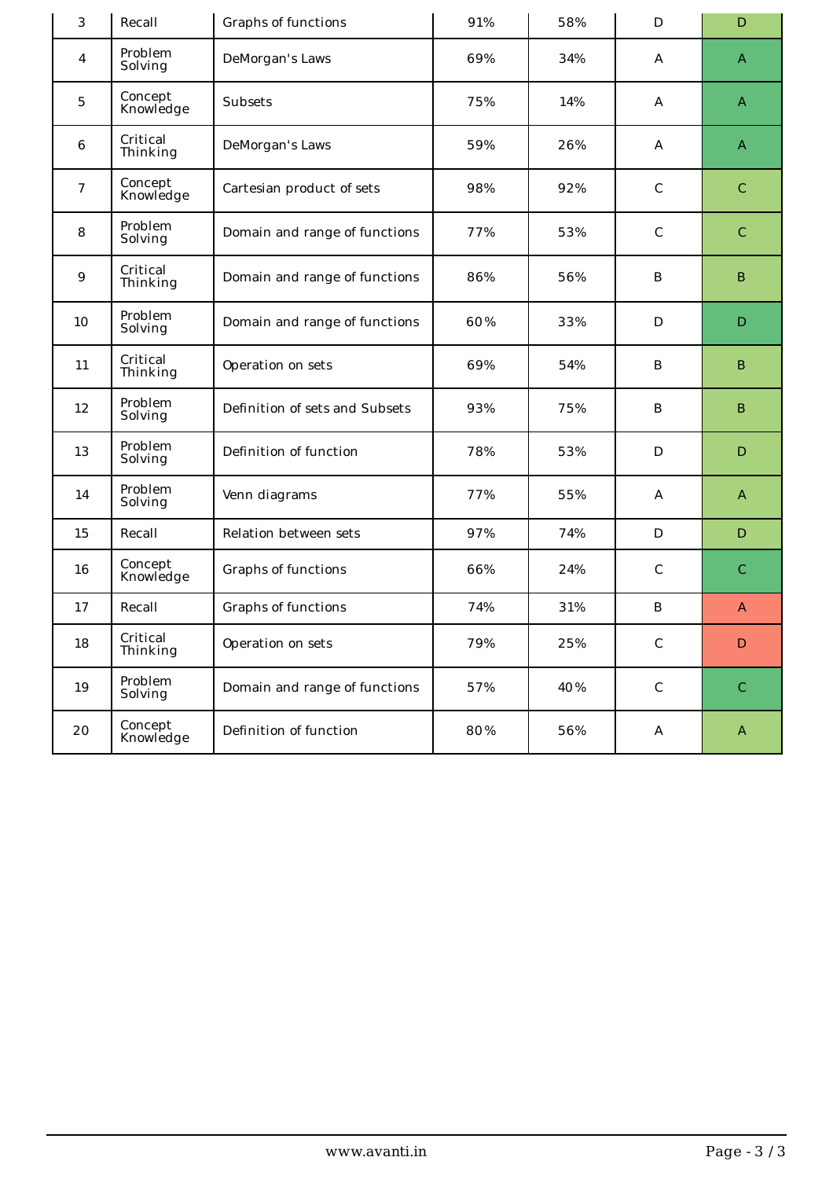| | | | | | | |
|---|---|---|---|---|---|---|
| 3 | Recall | Graphs of functions | 91% | 58% | D | D |
| 4 | Problem Solving | DeMorgan's Laws | 69% | 34% | A | A |
| 5 | Concept Knowledge | Subsets | 75% | 14% | A | A |
| 6 | Critical Thinking | DeMorgan's Laws | 59% | 26% | A | A |
| 7 | Concept Knowledge | Cartesian product of sets | 98% | 92% | C | C |
| 8 | Problem Solving | Domain and range of functions | 77% | 53% | C | C |
| 9 | Critical Thinking | Domain and range of functions | 86% | 56% | B | B |
| 10 | Problem Solving | Domain and range of functions | 60% | 33% | D | D |
| 11 | Critical Thinking | Operation on sets | 69% | 54% | B | B |
| 12 | Problem Solving | Definition of sets and Subsets | 93% | 75% | B | B |
| 13 | Problem Solving | Definition of function | 78% | 53% | D | D |
| 14 | Problem Solving | Venn diagrams | 77% | 55% | A | A |
| 15 | Recall | Relation between sets | 97% | 74% | D | D |
| 16 | Concept Knowledge | Graphs of functions | 66% | 24% | C | C |
| 17 | Recall | Graphs of functions | 74% | 31% | B | A |
| 18 | Critical Thinking | Operation on sets | 79% | 25% | C | D |
| 19 | Problem Solving | Domain and range of functions | 57% | 40% | C | C |
| 20 | Concept Knowledge | Definition of function | 80% | 56% | A | A |

www.avanti.in